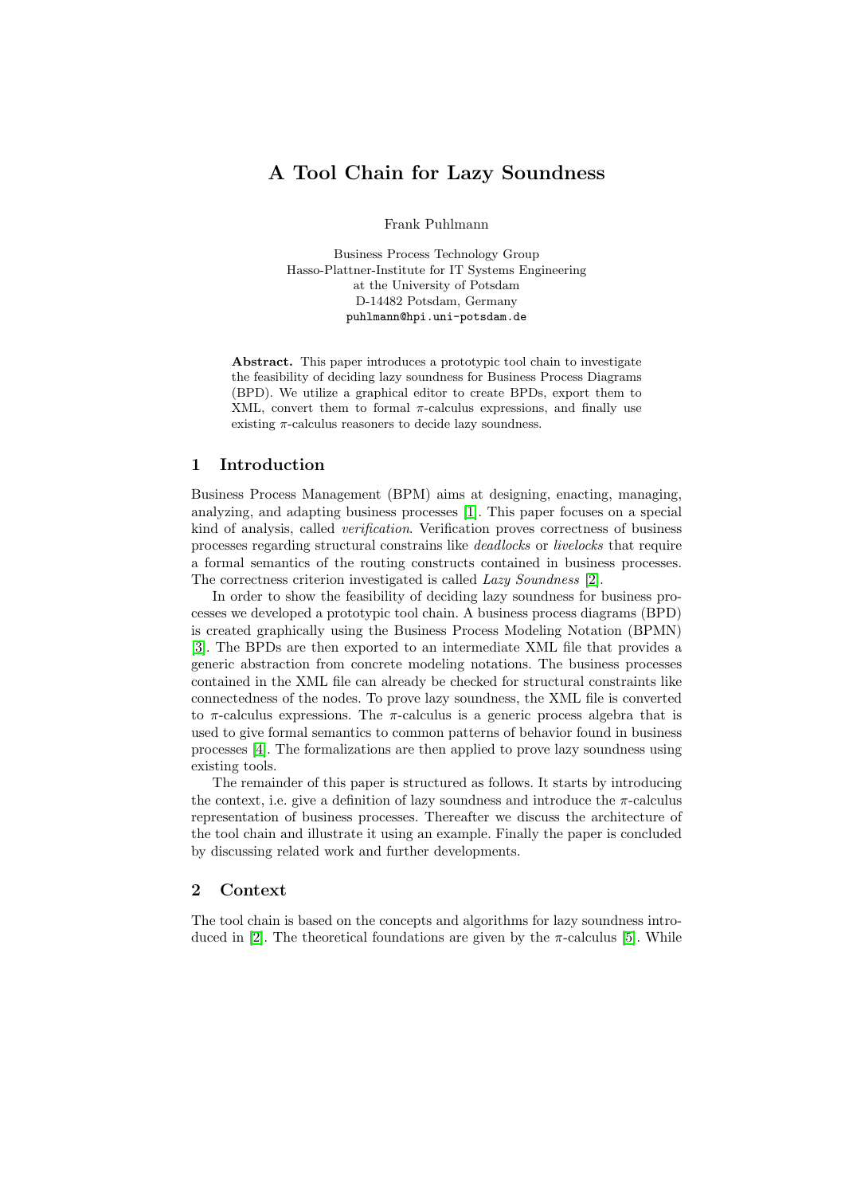# A Tool Chain for Lazy Soundness

Frank Puhlmann

Business Process Technology Group
Hasso-Plattner-Institute for IT Systems Engineering
at the University of Potsdam
D-14482 Potsdam, Germany
`puhlmann@hpi.uni-potsdam.de`

**Abstract.** This paper introduces a prototypic tool chain to investigate the feasibility of deciding lazy soundness for Business Process Diagrams (BPD). We utilize a graphical editor to create BPDs, export them to XML, convert them to formal $\pi$-calculus expressions, and finally use existing $\pi$-calculus reasoners to decide lazy soundness.

## 1 Introduction

Business Process Management (BPM) aims at designing, enacting, managing, analyzing, and adapting business processes [1]. This paper focuses on a special kind of analysis, called *verification*. Verification proves correctness of business processes regarding structural constrains like *deadlocks* or *livelocks* that require a formal semantics of the routing constructs contained in business processes. The correctness criterion investigated is called *Lazy Soundness* [2].

In order to show the feasibility of deciding lazy soundness for business processes we developed a prototypic tool chain. A business process diagrams (BPD) is created graphically using the Business Process Modeling Notation (BPMN) [3]. The BPDs are then exported to an intermediate XML file that provides a generic abstraction from concrete modeling notations. The business processes contained in the XML file can already be checked for structural constraints like connectedness of the nodes. To prove lazy soundness, the XML file is converted to $\pi$-calculus expressions. The $\pi$-calculus is a generic process algebra that is used to give formal semantics to common patterns of behavior found in business processes [4]. The formalizations are then applied to prove lazy soundness using existing tools.

The remainder of this paper is structured as follows. It starts by introducing the context, i.e. give a definition of lazy soundness and introduce the $\pi$-calculus representation of business processes. Thereafter we discuss the architecture of the tool chain and illustrate it using an example. Finally the paper is concluded by discussing related work and further developments.

## 2 Context

The tool chain is based on the concepts and algorithms for lazy soundness introduced in [2]. The theoretical foundations are given by the $\pi$-calculus [5]. While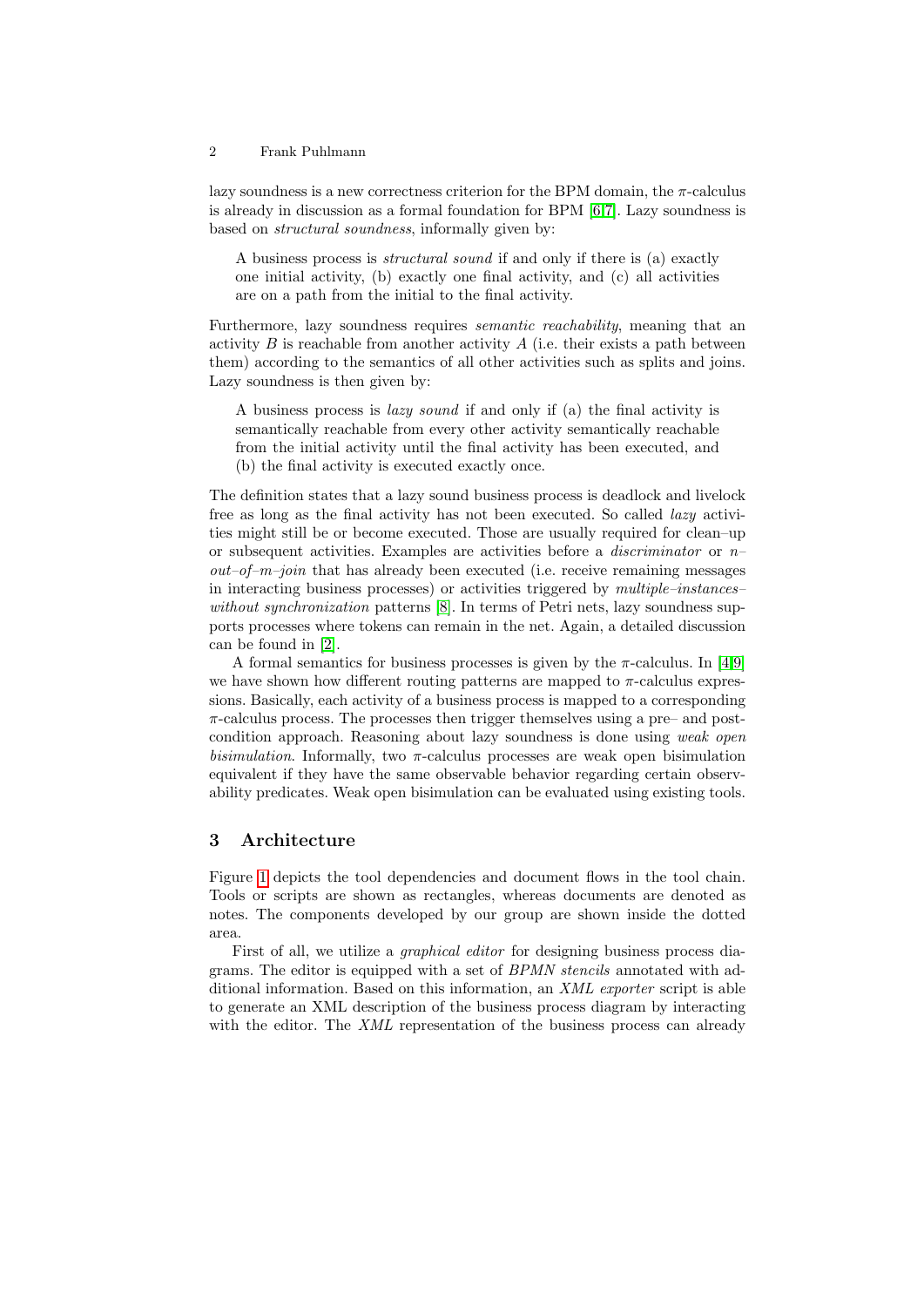lazy soundness is a new correctness criterion for the BPM domain, the $\pi$-calculus is already in discussion as a formal foundation for BPM [6,7]. Lazy soundness is based on *structural soundness*, informally given by:

> A business process is *structural sound* if and only if there is (a) exactly one initial activity, (b) exactly one final activity, and (c) all activities are on a path from the initial to the final activity.

Furthermore, lazy soundness requires *semantic reachability*, meaning that an activity $B$ is reachable from another activity $A$ (i.e. their exists a path between them) according to the semantics of all other activities such as splits and joins. Lazy soundness is then given by:

> A business process is *lazy sound* if and only if (a) the final activity is semantically reachable from every other activity semantically reachable from the initial activity until the final activity has been executed, and (b) the final activity is executed exactly once.

The definition states that a lazy sound business process is deadlock and livelock free as long as the final activity has not been executed. So called *lazy* activities might still be or become executed. Those are usually required for clean–up or subsequent activities. Examples are activities before a *discriminator* or *n–out–of–m–join* that has already been executed (i.e. receive remaining messages in interacting business processes) or activities triggered by *multiple–instances–without synchronization* patterns [8]. In terms of Petri nets, lazy soundness supports processes where tokens can remain in the net. Again, a detailed discussion can be found in [2].

A formal semantics for business processes is given by the $\pi$-calculus. In [4,9] we have shown how different routing patterns are mapped to $\pi$-calculus expressions. Basically, each activity of a business process is mapped to a corresponding $\pi$-calculus process. The processes then trigger themselves using a pre– and post-condition approach. Reasoning about lazy soundness is done using *weak open bisimulation*. Informally, two $\pi$-calculus processes are weak open bisimulation equivalent if they have the same observable behavior regarding certain observability predicates. Weak open bisimulation can be evaluated using existing tools.

## 3 Architecture

Figure 1 depicts the tool dependencies and document flows in the tool chain. Tools or scripts are shown as rectangles, whereas documents are denoted as notes. The components developed by our group are shown inside the dotted area.

First of all, we utilize a *graphical editor* for designing business process diagrams. The editor is equipped with a set of *BPMN stencils* annotated with additional information. Based on this information, an *XML exporter* script is able to generate an XML description of the business process diagram by interacting with the editor. The *XML* representation of the business process can already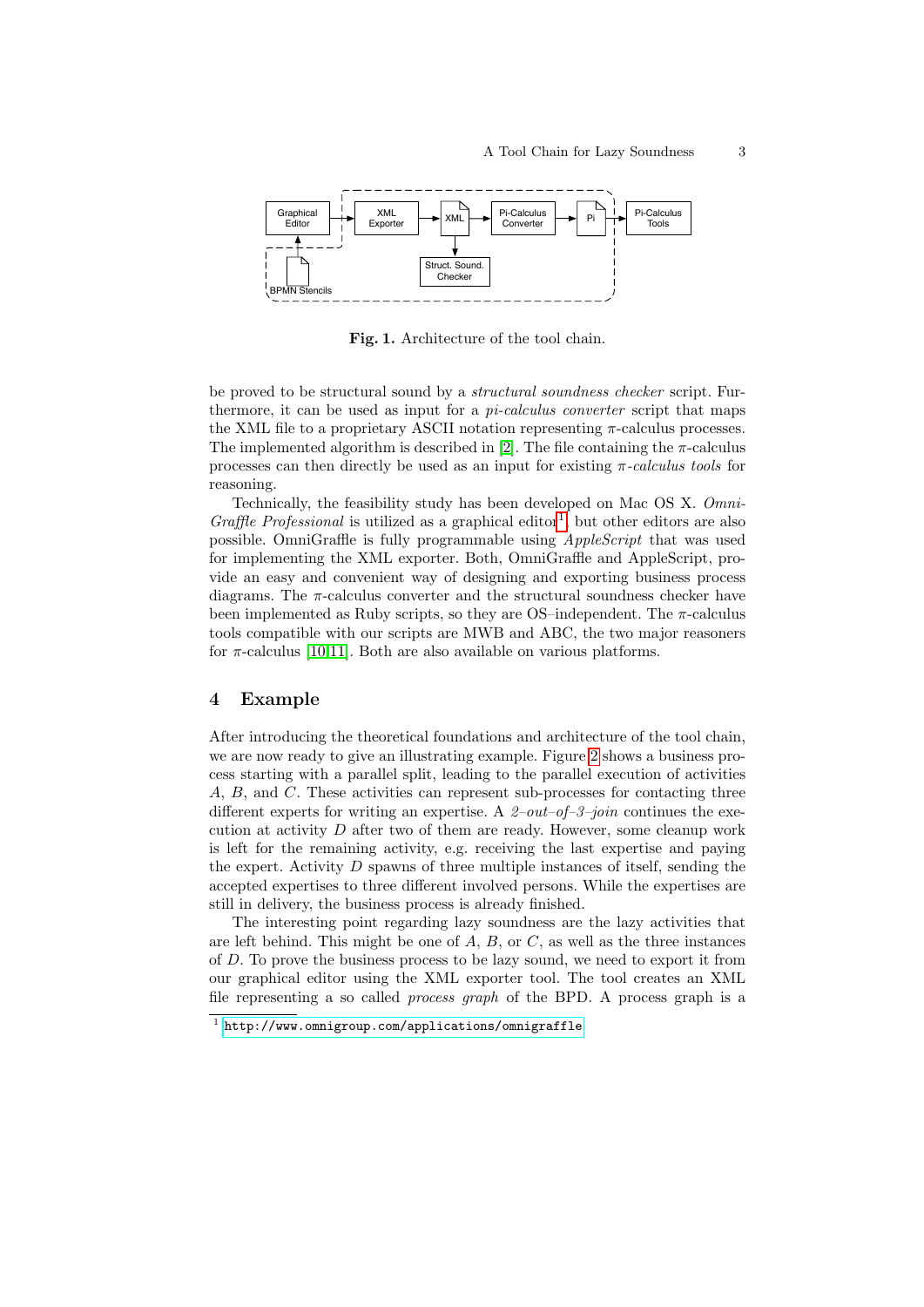Fig. 1. Architecture of the tool chain.

be proved to be structural sound by a *structural soundness checker* script. Furthermore, it can be used as input for a *pi-calculus converter* script that maps the XML file to a proprietary ASCII notation representing $\pi$-calculus processes. The implemented algorithm is described in [2]. The file containing the $\pi$-calculus processes can then directly be used as an input for existing *$\pi$-calculus tools* for reasoning.

Technically, the feasibility study has been developed on Mac OS X. *OmniGraffle Professional* is utilized as a graphical editor[1], but other editors are also possible. OmniGraffle is fully programmable using *AppleScript* that was used for implementing the XML exporter. Both, OmniGraffle and AppleScript, provide an easy and convenient way of designing and exporting business process diagrams. The $\pi$-calculus converter and the structural soundness checker have been implemented as Ruby scripts, so they are OS–independent. The $\pi$-calculus tools compatible with our scripts are MWB and ABC, the two major reasoners for $\pi$-calculus [10,11]. Both are also available on various platforms.

## 4 Example

After introducing the theoretical foundations and architecture of the tool chain, we are now ready to give an illustrating example. Figure 2 shows a business process starting with a parallel split, leading to the parallel execution of activities $A$, $B$, and $C$. These activities can represent sub-processes for contacting three different experts for writing an expertise. A *2–out–of–3–join* continues the execution at activity $D$ after two of them are ready. However, some cleanup work is left for the remaining activity, e.g. receiving the last expertise and paying the expert. Activity $D$ spawns of three multiple instances of itself, sending the accepted expertises to three different involved persons. While the expertises are still in delivery, the business process is already finished.

The interesting point regarding lazy soundness are the lazy activities that are left behind. This might be one of $A$, $B$, or $C$, as well as the three instances of $D$. To prove the business process to be lazy sound, we need to export it from our graphical editor using the XML exporter tool. The tool creates an XML file representing a so called *process graph* of the BPD. A process graph is a

[1] http://www.omnigroup.com/applications/omnigraffle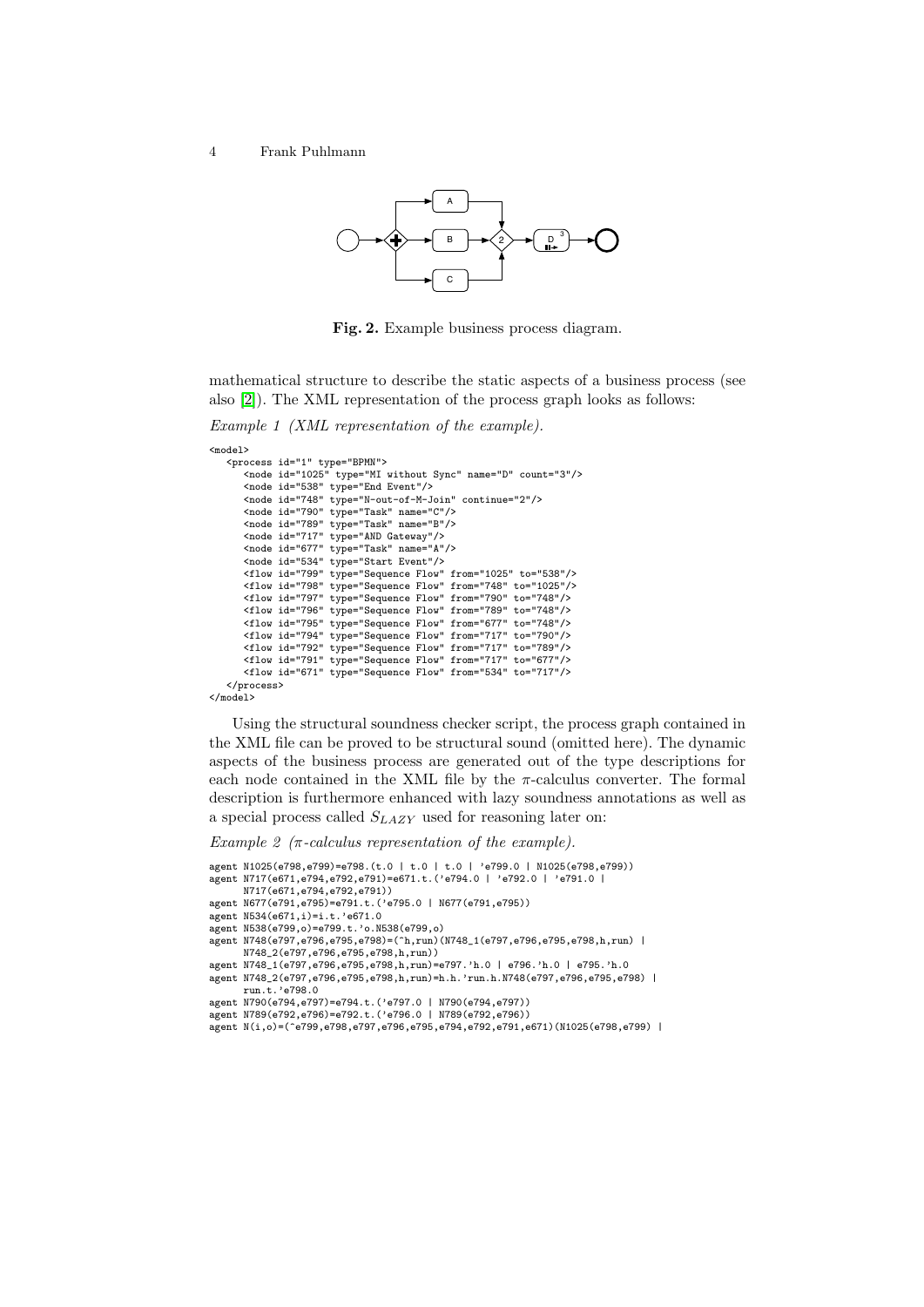**Fig. 2.** Example business process diagram.

mathematical structure to describe the static aspects of a business process (see also [2]). The XML representation of the process graph looks as follows:

*Example 1 (XML representation of the example).*

```
<model>
   <process id="1" type="BPMN">
      <node id="1025" type="MI without Sync" name="D" count="3"/>
      <node id="538" type="End Event"/>
      <node id="748" type="N-out-of-M-Join" continue="2"/>
      <node id="790" type="Task" name="C"/>
      <node id="789" type="Task" name="B"/>
      <node id="717" type="AND Gateway"/>
      <node id="677" type="Task" name="A"/>
      <node id="534" type="Start Event"/>
      <flow id="799" type="Sequence Flow" from="1025" to="538"/>
      <flow id="798" type="Sequence Flow" from="748" to="1025"/>
      <flow id="797" type="Sequence Flow" from="790" to="748"/>
      <flow id="796" type="Sequence Flow" from="789" to="748"/>
      <flow id="795" type="Sequence Flow" from="677" to="748"/>
      <flow id="794" type="Sequence Flow" from="717" to="790"/>
      <flow id="792" type="Sequence Flow" from="717" to="789"/>
      <flow id="791" type="Sequence Flow" from="717" to="677"/>
      <flow id="671" type="Sequence Flow" from="534" to="717"/>
   </process>
</model>
```

Using the structural soundness checker script, the process graph contained in the XML file can be proved to be structural sound (omitted here). The dynamic aspects of the business process are generated out of the type descriptions for each node contained in the XML file by the $\pi$-calculus converter. The formal description is furthermore enhanced with lazy soundness annotations as well as a special process called $S_{LAZY}$ used for reasoning later on:

*Example 2 ($\pi$-calculus representation of the example).*

```
agent N1025(e798,e799)=e798.(t.0 | t.0 | t.0 | 'e799.0 | N1025(e798,e799))
agent N717(e671,e794,e792,e791)=e671.t.('e794.0 | 'e792.0 | 'e791.0 |
      N717(e671,e794,e792,e791))
agent N677(e791,e795)=e791.t.('e795.0 | N677(e791,e795))
agent N534(e671,i)=i.t.'e671.0
agent N538(e799,o)=e799.t.'o.N538(e799,o)
agent N748(e797,e796,e795,e798)=(^h,run)(N748_1(e797,e796,e795,e798,h,run) |
      N748_2(e797,e796,e795,e798,h,run))
agent N748_1(e797,e796,e795,e798,h,run)=e797.'h.0 | e796.'h.0 | e795.'h.0
agent N748_2(e797,e796,e795,e798,h,run)=h.h.'run.h.N748(e797,e796,e795,e798) |
      run.t.'e798.0
agent N790(e794,e797)=e794.t.('e797.0 | N790(e794,e797))
agent N789(e792,e796)=e792.t.('e796.0 | N789(e792,e796))
agent N(i,o)=(^e799,e798,e797,e796,e795,e794,e792,e791,e671)(N1025(e798,e799) |
```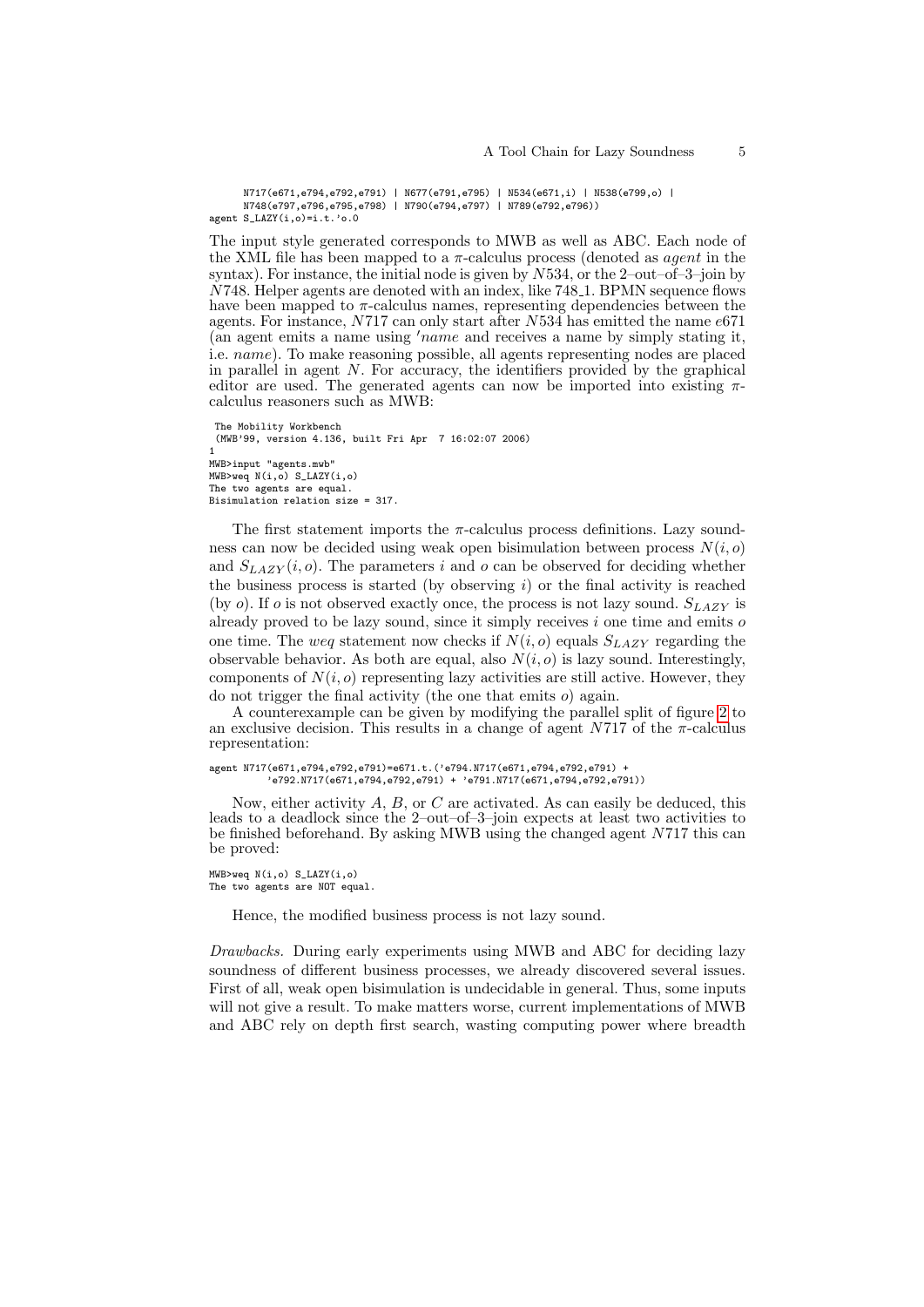```
      N717(e671,e794,e792,e791) | N677(e791,e795) | N534(e671,i) | N538(e799,o) |
      N748(e797,e796,e795,e798) | N790(e794,e797) | N789(e792,e796))
agent S_LAZY(i,o)=i.t.'o.0
```

The input style generated corresponds to MWB as well as ABC. Each node of the XML file has been mapped to a π-calculus process (denoted as *agent* in the syntax). For instance, the initial node is given by $N534$, or the 2–out–of–3–join by $N748$. Helper agents are denoted with an index, like 748_1. BPMN sequence flows have been mapped to π-calculus names, representing dependencies between the agents. For instance, $N717$ can only start after $N534$ has emitted the name $e671$ (an agent emits a name using $'name$ and receives a name by simply stating it, i.e. $name$). To make reasoning possible, all agents representing nodes are placed in parallel in agent $N$. For accuracy, the identifiers provided by the graphical editor are used. The generated agents can now be imported into existing π-calculus reasoners such as MWB:

```
 The Mobility Workbench
 (MWB'99, version 4.136, built Fri Apr  7 16:02:07 2006)
1
MWB>input "agents.mwb"
MWB>weq N(i,o) S_LAZY(i,o)
The two agents are equal.
Bisimulation relation size = 317.
```

The first statement imports the π-calculus process definitions. Lazy soundness can now be decided using weak open bisimulation between process $N(i, o)$ and $S_{LAZY}(i, o)$. The parameters $i$ and $o$ can be observed for deciding whether the business process is started (by observing $i$) or the final activity is reached (by $o$). If $o$ is not observed exactly once, the process is not lazy sound. $S_{LAZY}$ is already proved to be lazy sound, since it simply receives $i$ one time and emits $o$ one time. The *weq* statement now checks if $N(i, o)$ equals $S_{LAZY}$ regarding the observable behavior. As both are equal, also $N(i, o)$ is lazy sound. Interestingly, components of $N(i, o)$ representing lazy activities are still active. However, they do not trigger the final activity (the one that emits $o$) again.

A counterexample can be given by modifying the parallel split of figure 2 to an exclusive decision. This results in a change of agent $N717$ of the π-calculus representation:

```
agent N717(e671,e794,e792,e791)=e671.t.('e794.N717(e671,e794,e792,e791) +
          'e792.N717(e671,e794,e792,e791) + 'e791.N717(e671,e794,e792,e791))
```

Now, either activity $A$, $B$, or $C$ are activated. As can easily be deduced, this leads to a deadlock since the 2–out–of–3–join expects at least two activities to be finished beforehand. By asking MWB using the changed agent $N717$ this can be proved:

```
MWB>weq N(i,o) S_LAZY(i,o)
The two agents are NOT equal.
```

Hence, the modified business process is not lazy sound.

*Drawbacks.* During early experiments using MWB and ABC for deciding lazy soundness of different business processes, we already discovered several issues. First of all, weak open bisimulation is undecidable in general. Thus, some inputs will not give a result. To make matters worse, current implementations of MWB and ABC rely on depth first search, wasting computing power where breadth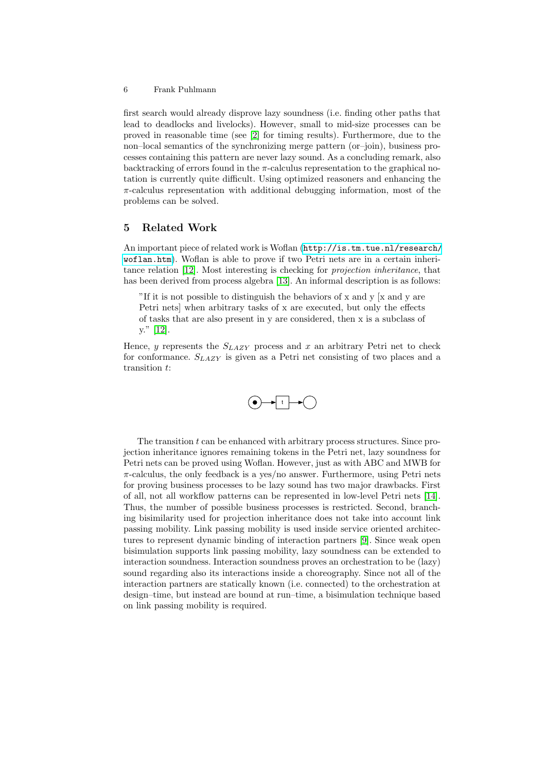first search would already disprove lazy soundness (i.e. finding other paths that lead to deadlocks and livelocks). However, small to mid-size processes can be proved in reasonable time (see [2] for timing results). Furthermore, due to the non–local semantics of the synchronizing merge pattern (or–join), business processes containing this pattern are never lazy sound. As a concluding remark, also backtracking of errors found in the $\pi$-calculus representation to the graphical notation is currently quite difficult. Using optimized reasoners and enhancing the $\pi$-calculus representation with additional debugging information, most of the problems can be solved.

## 5 Related Work

An important piece of related work is Woflan (`http://is.tm.tue.nl/research/woflan.htm`). Woflan is able to prove if two Petri nets are in a certain inheritance relation [12]. Most interesting is checking for *projection inheritance*, that has been derived from process algebra [13]. An informal description is as follows:

> "If it is not possible to distinguish the behaviors of x and y [x and y are Petri nets] when arbitrary tasks of x are executed, but only the effects of tasks that are also present in y are considered, then x is a subclass of y." [12].

Hence, $y$ represents the $S_{LAZY}$ process and $x$ an arbitrary Petri net to check for conformance. $S_{LAZY}$ is given as a Petri net consisting of two places and a transition $t$:

The transition $t$ can be enhanced with arbitrary process structures. Since projection inheritance ignores remaining tokens in the Petri net, lazy soundness for Petri nets can be proved using Woflan. However, just as with ABC and MWB for $\pi$-calculus, the only feedback is a yes/no answer. Furthermore, using Petri nets for proving business processes to be lazy sound has two major drawbacks. First of all, not all workflow patterns can be represented in low-level Petri nets [14]. Thus, the number of possible business processes is restricted. Second, branching bisimilarity used for projection inheritance does not take into account link passing mobility. Link passing mobility is used inside service oriented architectures to represent dynamic binding of interaction partners [9]. Since weak open bisimulation supports link passing mobility, lazy soundness can be extended to interaction soundness. Interaction soundness proves an orchestration to be (lazy) sound regarding also its interactions inside a choreography. Since not all of the interaction partners are statically known (i.e. connected) to the orchestration at design–time, but instead are bound at run–time, a bisimulation technique based on link passing mobility is required.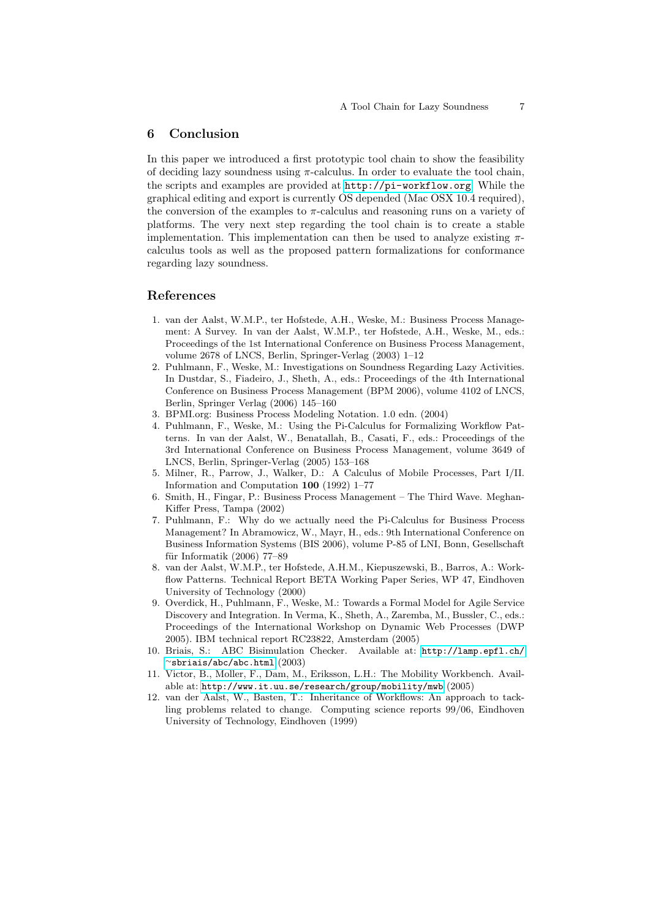## 6 Conclusion

In this paper we introduced a first prototypic tool chain to show the feasibility of deciding lazy soundness using $\pi$-calculus. In order to evaluate the tool chain, the scripts and examples are provided at http://pi-workflow.org. While the graphical editing and export is currently OS depended (Mac OSX 10.4 required), the conversion of the examples to $\pi$-calculus and reasoning runs on a variety of platforms. The very next step regarding the tool chain is to create a stable implementation. This implementation can then be used to analyze existing $\pi$-calculus tools as well as the proposed pattern formalizations for conformance regarding lazy soundness.

## References

1. van der Aalst, W.M.P., ter Hofstede, A.H., Weske, M.: Business Process Management: A Survey. In van der Aalst, W.M.P., ter Hofstede, A.H., Weske, M., eds.: Proceedings of the 1st International Conference on Business Process Management, volume 2678 of LNCS, Berlin, Springer-Verlag (2003) 1–12
2. Puhlmann, F., Weske, M.: Investigations on Soundness Regarding Lazy Activities. In Dustdar, S., Fiadeiro, J., Sheth, A., eds.: Proceedings of the 4th International Conference on Business Process Management (BPM 2006), volume 4102 of LNCS, Berlin, Springer Verlag (2006) 145–160
3. BPMI.org: Business Process Modeling Notation. 1.0 edn. (2004)
4. Puhlmann, F., Weske, M.: Using the Pi-Calculus for Formalizing Workflow Patterns. In van der Aalst, W., Benatallah, B., Casati, F., eds.: Proceedings of the 3rd International Conference on Business Process Management, volume 3649 of LNCS, Berlin, Springer-Verlag (2005) 153–168
5. Milner, R., Parrow, J., Walker, D.: A Calculus of Mobile Processes, Part I/II. Information and Computation **100** (1992) 1–77
6. Smith, H., Fingar, P.: Business Process Management – The Third Wave. Meghan-Kiffer Press, Tampa (2002)
7. Puhlmann, F.: Why do we actually need the Pi-Calculus for Business Process Management? In Abramowicz, W., Mayr, H., eds.: 9th International Conference on Business Information Systems (BIS 2006), volume P-85 of LNI, Bonn, Gesellschaft für Informatik (2006) 77–89
8. van der Aalst, W.M.P., ter Hofstede, A.H.M., Kiepuszewski, B., Barros, A.: Workflow Patterns. Technical Report BETA Working Paper Series, WP 47, Eindhoven University of Technology (2000)
9. Overdick, H., Puhlmann, F., Weske, M.: Towards a Formal Model for Agile Service Discovery and Integration. In Verma, K., Sheth, A., Zaremba, M., Bussler, C., eds.: Proceedings of the International Workshop on Dynamic Web Processes (DWP 2005). IBM technical report RC23822, Amsterdam (2005)
10. Briais, S.: ABC Bisimulation Checker. Available at: http://lamp.epfl.ch/~sbriais/abc/abc.html (2003)
11. Victor, B., Moller, F., Dam, M., Eriksson, L.H.: The Mobility Workbench. Available at: http://www.it.uu.se/research/group/mobility/mwb (2005)
12. van der Aalst, W., Basten, T.: Inheritance of Workflows: An approach to tackling problems related to change. Computing science reports 99/06, Eindhoven University of Technology, Eindhoven (1999)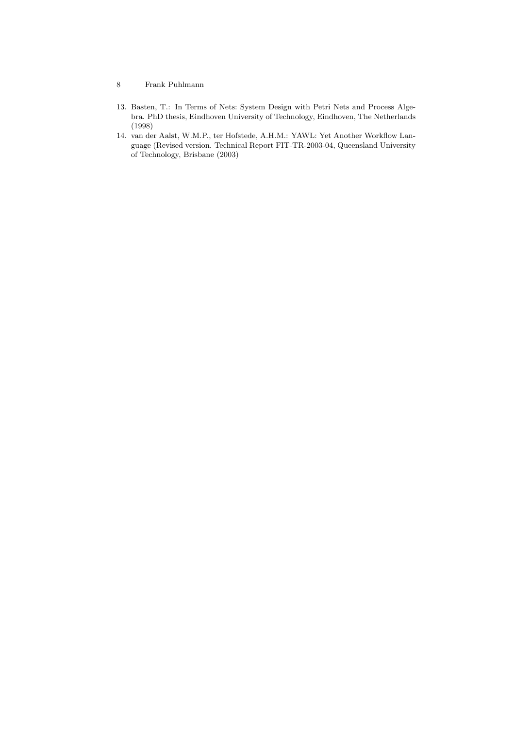13. Basten, T.: In Terms of Nets: System Design with Petri Nets and Process Algebra. PhD thesis, Eindhoven University of Technology, Eindhoven, The Netherlands (1998)
14. van der Aalst, W.M.P., ter Hofstede, A.H.M.: YAWL: Yet Another Workflow Language (Revised version. Technical Report FIT-TR-2003-04, Queensland University of Technology, Brisbane (2003)